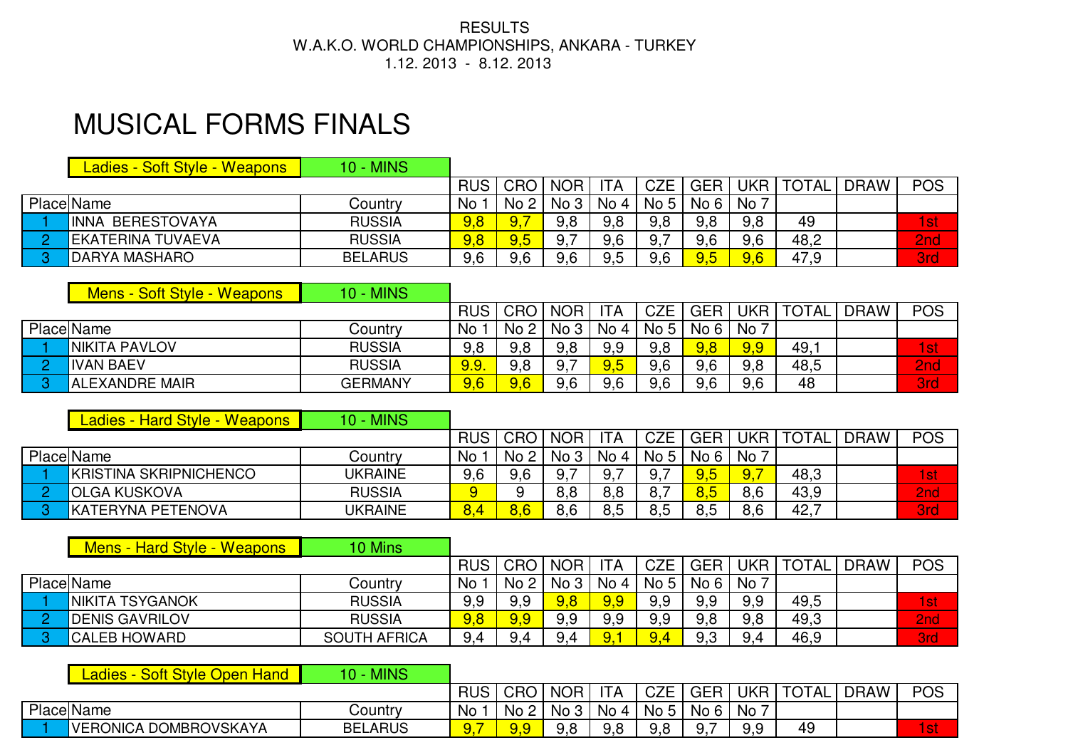RESULTS

W.A.K.O. WORLD CHAMPIONSHIPS, ANKARA - TURKEY

1.12. 2013 - 8.12. 2013

# MUSICAL FORMS FINALS

| Ladies - Soft Style - Weapons | 10 - MINS | RUS | CRO | NOR | ITA | CZE | GER | UKR | TOTAL | DRAW | POS |
|---|---|---|---|---|---|---|---|---|---|---|---|
| Place Name | Country | No 1 | No 2 | No 3 | No 4 | No 5 | No 6 | No 7 | | | |
| 1 INNA BERESTOVAYA | RUSSIA | 9,8 | 9,7 | 9,8 | 9,8 | 9,8 | 9,8 | 9,8 | 49 | | 1st |
| 2 EKATERINA TUVAEVA | RUSSIA | 9,8 | 9,5 | 9,7 | 9,6 | 9,7 | 9,6 | 9,6 | 48,2 | | 2nd |
| 3 DARYA MASHARO | BELARUS | 9,6 | 9,6 | 9,6 | 9,5 | 9,6 | 9,5 | 9,6 | 47,9 | | 3rd |

| Mens - Soft Style - Weapons | 10 - MINS | RUS | CRO | NOR | ITA | CZE | GER | UKR | TOTAL | DRAW | POS |
|---|---|---|---|---|---|---|---|---|---|---|---|
| Place Name | Country | No 1 | No 2 | No 3 | No 4 | No 5 | No 6 | No 7 | | | |
| 1 NIKITA PAVLOV | RUSSIA | 9,8 | 9,8 | 9,8 | 9,9 | 9,8 | 9,8 | 9,9 | 49,1 | | 1st |
| 2 IVAN BAEV | RUSSIA | 9.9. | 9,8 | 9,7 | 9,5 | 9,6 | 9,6 | 9,8 | 48,5 | | 2nd |
| 3 ALEXANDRE MAIR | GERMANY | 9,6 | 9,6 | 9,6 | 9,6 | 9,6 | 9,6 | 9,6 | 48 | | 3rd |

| Ladies - Hard Style - Weapons | 10 - MINS | RUS | CRO | NOR | ITA | CZE | GER | UKR | TOTAL | DRAW | POS |
|---|---|---|---|---|---|---|---|---|---|---|---|
| Place Name | Country | No 1 | No 2 | No 3 | No 4 | No 5 | No 6 | No 7 | | | |
| 1 KRISTINA SKRIPNICHENCO | UKRAINE | 9,6 | 9,6 | 9,7 | 9,7 | 9,7 | 9,5 | 9,7 | 48,3 | | 1st |
| 2 OLGA KUSKOVA | RUSSIA | 9 | 9 | 8,8 | 8,8 | 8,7 | 8,5 | 8,6 | 43,9 | | 2nd |
| 3 KATERYNA PETENOVA | UKRAINE | 8,4 | 8,6 | 8,6 | 8,5 | 8,5 | 8,5 | 8,6 | 42,7 | | 3rd |

| Mens - Hard Style - Weapons | 10 Mins | RUS | CRO | NOR | ITA | CZE | GER | UKR | TOTAL | DRAW | POS |
|---|---|---|---|---|---|---|---|---|---|---|---|
| Place Name | Country | No 1 | No 2 | No 3 | No 4 | No 5 | No 6 | No 7 | | | |
| 1 NIKITA TSYGANOK | RUSSIA | 9,9 | 9,9 | 9,8 | 9,9 | 9,9 | 9,9 | 9,9 | 49,5 | | 1st |
| 2 DENIS GAVRILOV | RUSSIA | 9,8 | 9,9 | 9,9 | 9,9 | 9,9 | 9,8 | 9,8 | 49,3 | | 2nd |
| 3 CALEB HOWARD | SOUTH AFRICA | 9,4 | 9,4 | 9,4 | 9,1 | 9,4 | 9,3 | 9,4 | 46,9 | | 3rd |

| Ladies - Soft Style Open Hand | 10 - MINS | RUS | CRO | NOR | ITA | CZE | GER | UKR | TOTAL | DRAW | POS |
|---|---|---|---|---|---|---|---|---|---|---|---|
| Place Name | Country | No 1 | No 2 | No 3 | No 4 | No 5 | No 6 | No 7 | | | |
| 1 VERONICA DOMBROVSKAYA | BELARUS | 9,7 | 9,9 | 9,8 | 9,8 | 9,8 | 9,7 | 9,9 | 49 | | 1st |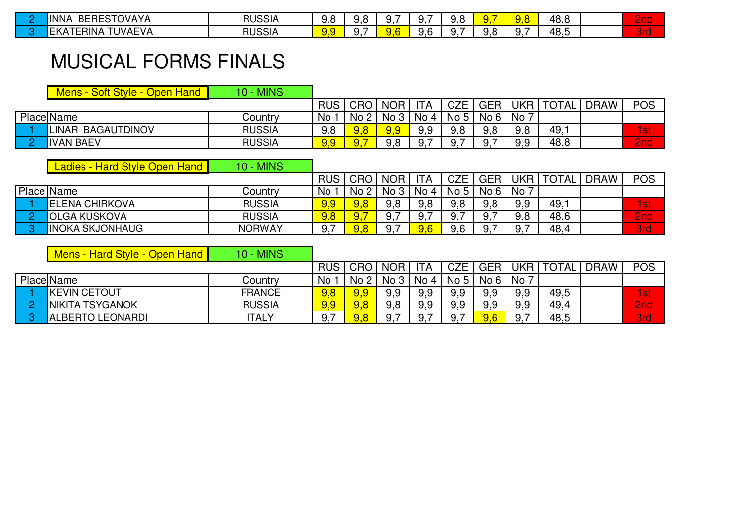| | | | | | | | | | | | | |
|---|---|---|---|---|---|---|---|---|---|---|---|---|
| 2 | INNA BERESTOVAYA | RUSSIA | 9,8 | 9,8 | 9,7 | 9,7 | 9,8 | 9,7 | 9,8 | 48,8 | | 2nd |
| 3 | EKATERINA TUVAEVA | RUSSIA | 9,9 | 9,7 | 9,6 | 9,6 | 9,7 | 9,8 | 9,7 | 48,5 | | 3rd |

# MUSICAL FORMS FINALS

## Mens - Soft Style - Open Hand — 10 - MINS

| | | | RUS | CRO | NOR | ITA | CZE | GER | UKR | TOTAL | DRAW | POS |
|---|---|---|---|---|---|---|---|---|---|---|---|---|
| Place | Name | Country | No 1 | No 2 | No 3 | No 4 | No 5 | No 6 | No 7 | | | |
| 1 | LINAR BAGAUTDINOV | RUSSIA | 9,8 | 9,8 | 9,9 | 9,9 | 9,8 | 9,8 | 9,8 | 49,1 | | 1st |
| 2 | IVAN BAEV | RUSSIA | 9,9 | 9,7 | 9,8 | 9,7 | 9,7 | 9,7 | 9,9 | 48,8 | | 2nd |

## Ladies - Hard Style Open Hand — 10 - MINS

| | | | RUS | CRO | NOR | ITA | CZE | GER | UKR | TOTAL | DRAW | POS |
|---|---|---|---|---|---|---|---|---|---|---|---|---|
| Place | Name | Country | No 1 | No 2 | No 3 | No 4 | No 5 | No 6 | No 7 | | | |
| 1 | ELENA CHIRKOVA | RUSSIA | 9,9 | 9,8 | 9,8 | 9,8 | 9,8 | 9,8 | 9,9 | 49,1 | | 1st |
| 2 | OLGA KUSKOVA | RUSSIA | 9,8 | 9,7 | 9,7 | 9,7 | 9,7 | 9,7 | 9,8 | 48,6 | | 2nd |
| 3 | INOKA SKJONHAUG | NORWAY | 9,7 | 9,8 | 9,7 | 9,6 | 9,6 | 9,7 | 9,7 | 48,4 | | 3rd |

## Mens - Hard Style - Open Hand — 10 - MINS

| | | | RUS | CRO | NOR | ITA | CZE | GER | UKR | TOTAL | DRAW | POS |
|---|---|---|---|---|---|---|---|---|---|---|---|---|
| Place | Name | Country | No 1 | No 2 | No 3 | No 4 | No 5 | No 6 | No 7 | | | |
| 1 | KEVIN CETOUT | FRANCE | 9,8 | 9,9 | 9,9 | 9,9 | 9,9 | 9,9 | 9,9 | 49,5 | | 1st |
| 2 | NIKITA TSYGANOK | RUSSIA | 9,9 | 9,8 | 9,8 | 9,9 | 9,9 | 9,9 | 9,9 | 49,4 | | 2nd |
| 3 | ALBERTO LEONARDI | ITALY | 9,7 | 9,8 | 9,7 | 9,7 | 9,7 | 9,6 | 9,7 | 48,5 | | 3rd |